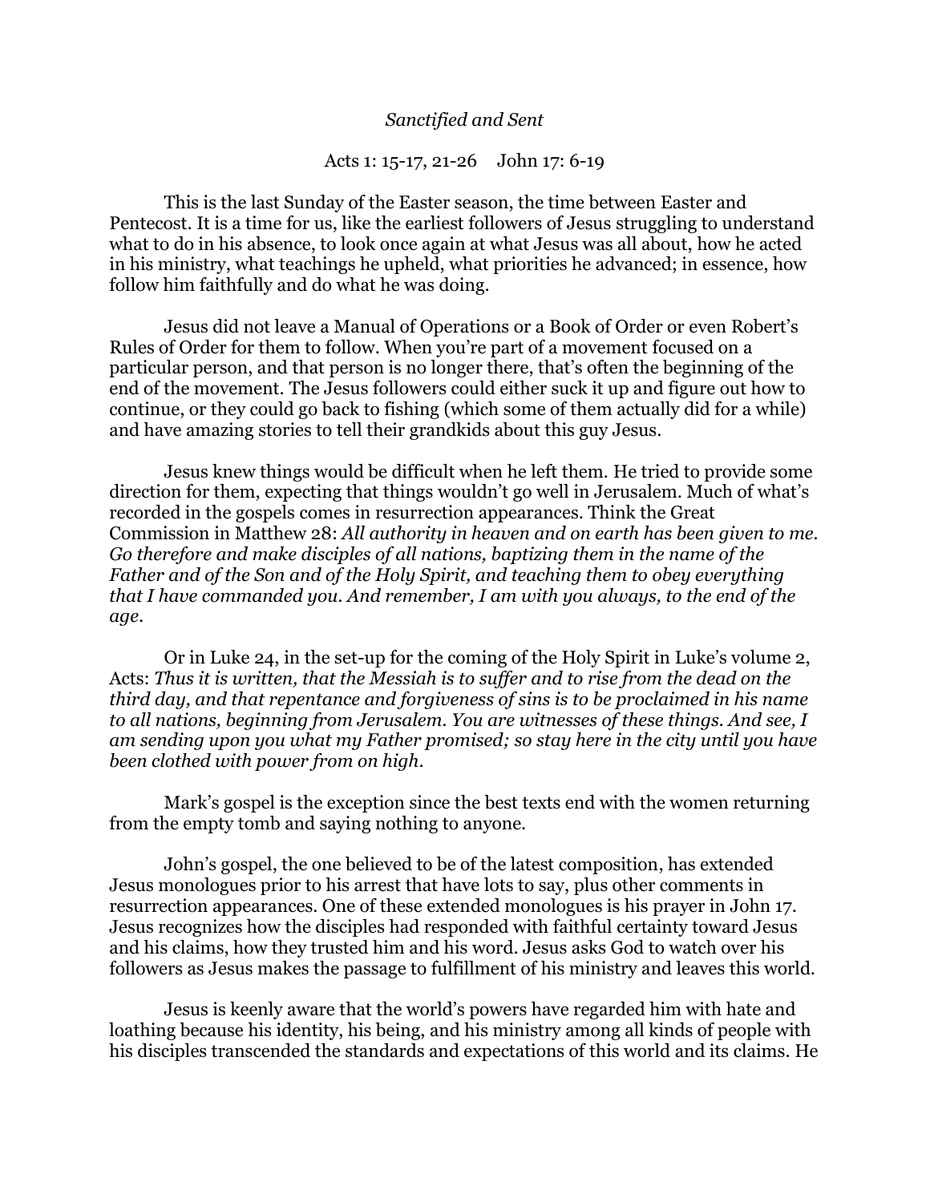*Sanctified and Sent*

Acts 1: 15-17, 21-26 John 17: 6-19

This is the last Sunday of the Easter season, the time between Easter and Pentecost. It is a time for us, like the earliest followers of Jesus struggling to understand what to do in his absence, to look once again at what Jesus was all about, how he acted in his ministry, what teachings he upheld, what priorities he advanced; in essence, how follow him faithfully and do what he was doing.

Jesus did not leave a Manual of Operations or a Book of Order or even Robert's Rules of Order for them to follow. When you're part of a movement focused on a particular person, and that person is no longer there, that's often the beginning of the end of the movement. The Jesus followers could either suck it up and figure out how to continue, or they could go back to fishing (which some of them actually did for a while) and have amazing stories to tell their grandkids about this guy Jesus.

Jesus knew things would be difficult when he left them. He tried to provide some direction for them, expecting that things wouldn't go well in Jerusalem. Much of what's recorded in the gospels comes in resurrection appearances. Think the Great Commission in Matthew 28: *All authority in heaven and on earth has been given to me. Go therefore and make disciples of all nations, baptizing them in the name of the Father and of the Son and of the Holy Spirit, and teaching them to obey everything that I have commanded you. And remember, I am with you always, to the end of the age.*

Or in Luke 24, in the set-up for the coming of the Holy Spirit in Luke's volume 2, Acts: *Thus it is written, that the Messiah is to suffer and to rise from the dead on the third day, and that repentance and forgiveness of sins is to be proclaimed in his name to all nations, beginning from Jerusalem. You are witnesses of these things. And see, I am sending upon you what my Father promised; so stay here in the city until you have been clothed with power from on high.*

Mark's gospel is the exception since the best texts end with the women returning from the empty tomb and saying nothing to anyone.

John's gospel, the one believed to be of the latest composition, has extended Jesus monologues prior to his arrest that have lots to say, plus other comments in resurrection appearances. One of these extended monologues is his prayer in John 17. Jesus recognizes how the disciples had responded with faithful certainty toward Jesus and his claims, how they trusted him and his word. Jesus asks God to watch over his followers as Jesus makes the passage to fulfillment of his ministry and leaves this world.

Jesus is keenly aware that the world's powers have regarded him with hate and loathing because his identity, his being, and his ministry among all kinds of people with his disciples transcended the standards and expectations of this world and its claims. He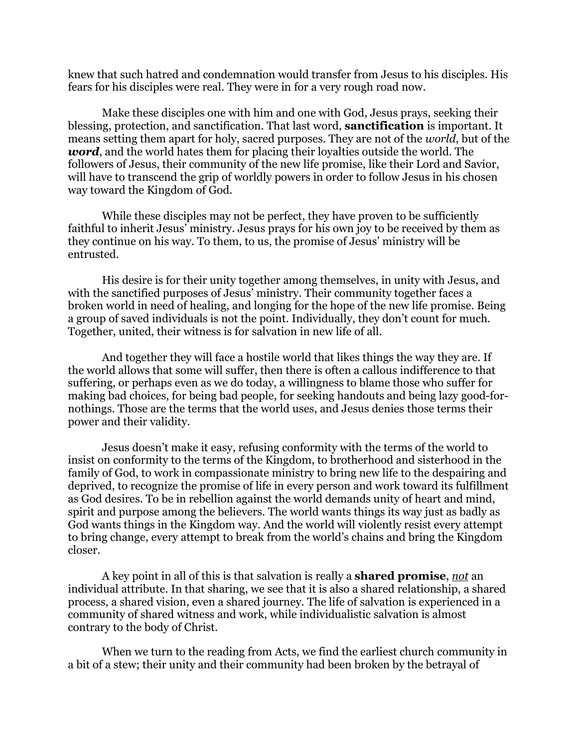knew that such hatred and condemnation would transfer from Jesus to his disciples. His fears for his disciples were real. They were in for a very rough road now.

Make these disciples one with him and one with God, Jesus prays, seeking their blessing, protection, and sanctification. That last word, **sanctification** is important. It means setting them apart for holy, sacred purposes. They are not of the *world*, but of the ***word***, and the world hates them for placing their loyalties outside the world. The followers of Jesus, their community of the new life promise, like their Lord and Savior, will have to transcend the grip of worldly powers in order to follow Jesus in his chosen way toward the Kingdom of God.

While these disciples may not be perfect, they have proven to be sufficiently faithful to inherit Jesus' ministry. Jesus prays for his own joy to be received by them as they continue on his way. To them, to us, the promise of Jesus' ministry will be entrusted.

His desire is for their unity together among themselves, in unity with Jesus, and with the sanctified purposes of Jesus' ministry. Their community together faces a broken world in need of healing, and longing for the hope of the new life promise. Being a group of saved individuals is not the point. Individually, they don't count for much. Together, united, their witness is for salvation in new life of all.

And together they will face a hostile world that likes things the way they are. If the world allows that some will suffer, then there is often a callous indifference to that suffering, or perhaps even as we do today, a willingness to blame those who suffer for making bad choices, for being bad people, for seeking handouts and being lazy good-for-nothings. Those are the terms that the world uses, and Jesus denies those terms their power and their validity.

Jesus doesn't make it easy, refusing conformity with the terms of the world to insist on conformity to the terms of the Kingdom, to brotherhood and sisterhood in the family of God, to work in compassionate ministry to bring new life to the despairing and deprived, to recognize the promise of life in every person and work toward its fulfillment as God desires. To be in rebellion against the world demands unity of heart and mind, spirit and purpose among the believers. The world wants things its way just as badly as God wants things in the Kingdom way. And the world will violently resist every attempt to bring change, every attempt to break from the world's chains and bring the Kingdom closer.

A key point in all of this is that salvation is really a **shared promise**, <u>*not*</u> an individual attribute. In that sharing, we see that it is also a shared relationship, a shared process, a shared vision, even a shared journey. The life of salvation is experienced in a community of shared witness and work, while individualistic salvation is almost contrary to the body of Christ.

When we turn to the reading from Acts, we find the earliest church community in a bit of a stew; their unity and their community had been broken by the betrayal of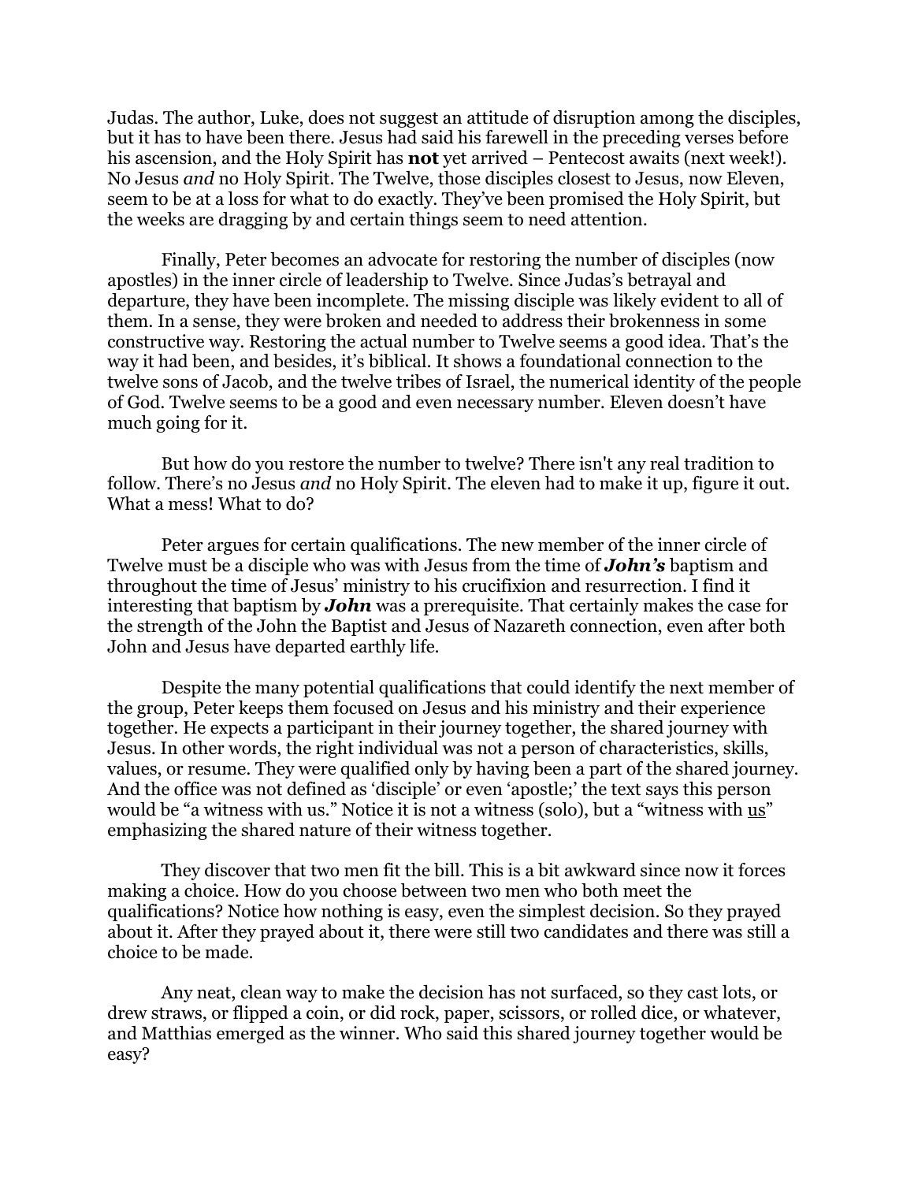Judas. The author, Luke, does not suggest an attitude of disruption among the disciples, but it has to have been there. Jesus had said his farewell in the preceding verses before his ascension, and the Holy Spirit has **not** yet arrived – Pentecost awaits (next week!). No Jesus *and* no Holy Spirit. The Twelve, those disciples closest to Jesus, now Eleven, seem to be at a loss for what to do exactly. They've been promised the Holy Spirit, but the weeks are dragging by and certain things seem to need attention.

Finally, Peter becomes an advocate for restoring the number of disciples (now apostles) in the inner circle of leadership to Twelve. Since Judas's betrayal and departure, they have been incomplete. The missing disciple was likely evident to all of them. In a sense, they were broken and needed to address their brokenness in some constructive way. Restoring the actual number to Twelve seems a good idea. That's the way it had been, and besides, it's biblical. It shows a foundational connection to the twelve sons of Jacob, and the twelve tribes of Israel, the numerical identity of the people of God. Twelve seems to be a good and even necessary number. Eleven doesn't have much going for it.

But how do you restore the number to twelve? There isn't any real tradition to follow. There's no Jesus *and* no Holy Spirit. The eleven had to make it up, figure it out. What a mess! What to do?

Peter argues for certain qualifications. The new member of the inner circle of Twelve must be a disciple who was with Jesus from the time of ***John's*** baptism and throughout the time of Jesus' ministry to his crucifixion and resurrection. I find it interesting that baptism by ***John*** was a prerequisite. That certainly makes the case for the strength of the John the Baptist and Jesus of Nazareth connection, even after both John and Jesus have departed earthly life.

Despite the many potential qualifications that could identify the next member of the group, Peter keeps them focused on Jesus and his ministry and their experience together. He expects a participant in their journey together, the shared journey with Jesus. In other words, the right individual was not a person of characteristics, skills, values, or resume. They were qualified only by having been a part of the shared journey. And the office was not defined as 'disciple' or even 'apostle;' the text says this person would be "a witness with us." Notice it is not a witness (solo), but a "witness with <u>us</u>" emphasizing the shared nature of their witness together.

They discover that two men fit the bill. This is a bit awkward since now it forces making a choice. How do you choose between two men who both meet the qualifications? Notice how nothing is easy, even the simplest decision. So they prayed about it. After they prayed about it, there were still two candidates and there was still a choice to be made.

Any neat, clean way to make the decision has not surfaced, so they cast lots, or drew straws, or flipped a coin, or did rock, paper, scissors, or rolled dice, or whatever, and Matthias emerged as the winner. Who said this shared journey together would be easy?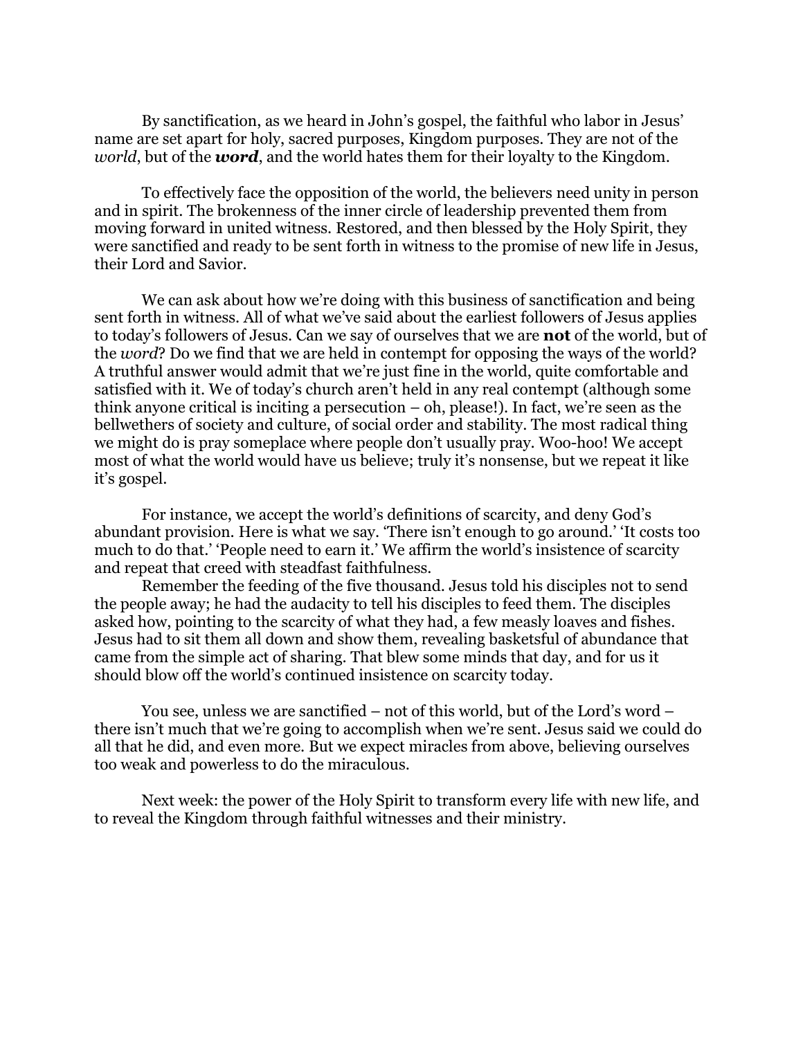By sanctification, as we heard in John's gospel, the faithful who labor in Jesus' name are set apart for holy, sacred purposes, Kingdom purposes. They are not of the *world*, but of the ***word***, and the world hates them for their loyalty to the Kingdom.

To effectively face the opposition of the world, the believers need unity in person and in spirit. The brokenness of the inner circle of leadership prevented them from moving forward in united witness. Restored, and then blessed by the Holy Spirit, they were sanctified and ready to be sent forth in witness to the promise of new life in Jesus, their Lord and Savior.

We can ask about how we're doing with this business of sanctification and being sent forth in witness. All of what we've said about the earliest followers of Jesus applies to today's followers of Jesus. Can we say of ourselves that we are **not** of the world, but of the *word*? Do we find that we are held in contempt for opposing the ways of the world? A truthful answer would admit that we're just fine in the world, quite comfortable and satisfied with it. We of today's church aren't held in any real contempt (although some think anyone critical is inciting a persecution – oh, please!). In fact, we're seen as the bellwethers of society and culture, of social order and stability. The most radical thing we might do is pray someplace where people don't usually pray. Woo-hoo! We accept most of what the world would have us believe; truly it's nonsense, but we repeat it like it's gospel.

For instance, we accept the world's definitions of scarcity, and deny God's abundant provision. Here is what we say. 'There isn't enough to go around.' 'It costs too much to do that.' 'People need to earn it.' We affirm the world's insistence of scarcity and repeat that creed with steadfast faithfulness.

Remember the feeding of the five thousand. Jesus told his disciples not to send the people away; he had the audacity to tell his disciples to feed them. The disciples asked how, pointing to the scarcity of what they had, a few measly loaves and fishes. Jesus had to sit them all down and show them, revealing basketsful of abundance that came from the simple act of sharing. That blew some minds that day, and for us it should blow off the world's continued insistence on scarcity today.

You see, unless we are sanctified – not of this world, but of the Lord's word – there isn't much that we're going to accomplish when we're sent. Jesus said we could do all that he did, and even more. But we expect miracles from above, believing ourselves too weak and powerless to do the miraculous.

Next week: the power of the Holy Spirit to transform every life with new life, and to reveal the Kingdom through faithful witnesses and their ministry.